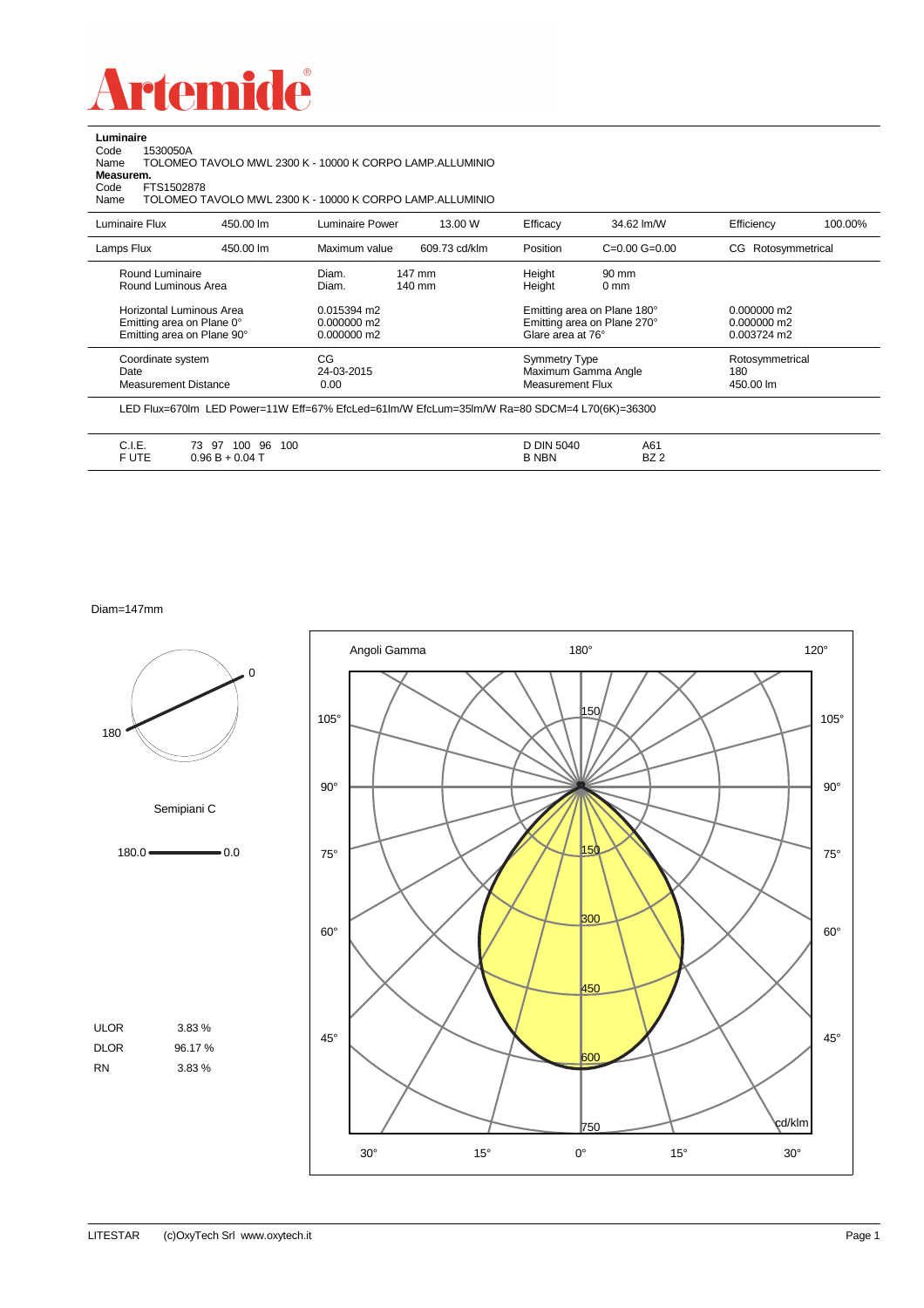# Artemide

**Luminaire**

Code 1530050A
Name TOLOMEO TAVOLO MWL 2300 K - 10000 K CORPO LAMP.ALLUMINIO

**Measurem.**

Code FTS1502878
Name TOLOMEO TAVOLO MWL 2300 K - 10000 K CORPO LAMP.ALLUMINIO

| Luminaire Flux | 450.00 lm | Luminaire Power | 13.00 W | Efficacy | 34.62 lm/W | Efficiency | 100.00% |
|---|---|---|---|---|---|---|---|
| Lamps Flux | 450.00 lm | Maximum value | 609.73 cd/klm | Position | C=0.00 G=0.00 | CG Rotosymmetrical | |

| | | | |
|---|---|---|---|
| Round Luminaire | Diam. 147 mm | Height 90 mm | |
| Round Luminous Area | Diam. 140 mm | Height 0 mm | |
| Horizontal Luminous Area | 0.015394 m2 | Emitting area on Plane 180° | 0.000000 m2 |
| Emitting area on Plane 0° | 0.000000 m2 | Emitting area on Plane 270° | 0.000000 m2 |
| Emitting area on Plane 90° | 0.000000 m2 | Glare area at 76° | 0.003724 m2 |
| Coordinate system | CG | Symmetry Type | Rotosymmetrical |
| Date | 24-03-2015 | Maximum Gamma Angle | 180 |
| Measurement Distance | 0.00 | Measurement Flux | 450.00 lm |

LED Flux=670lm LED Power=11W Eff=67% EfcLed=61lm/W EfcLum=35lm/W Ra=80 SDCM=4 L70(6K)=36300

| | | | |
|---|---|---|---|
| C.I.E. | 73 97 100 96 100 | D DIN 5040 | A61 |
| F UTE | 0.96 B + 0.04 T | B NBN | BZ 2 |

Diam=147mm

Semipiani C

180.0 — 0.0

| | |
|---|---|
| ULOR | 3.83 % |
| DLOR | 96.17 % |
| RN | 3.83 % |

Angoli Gamma — cd/klm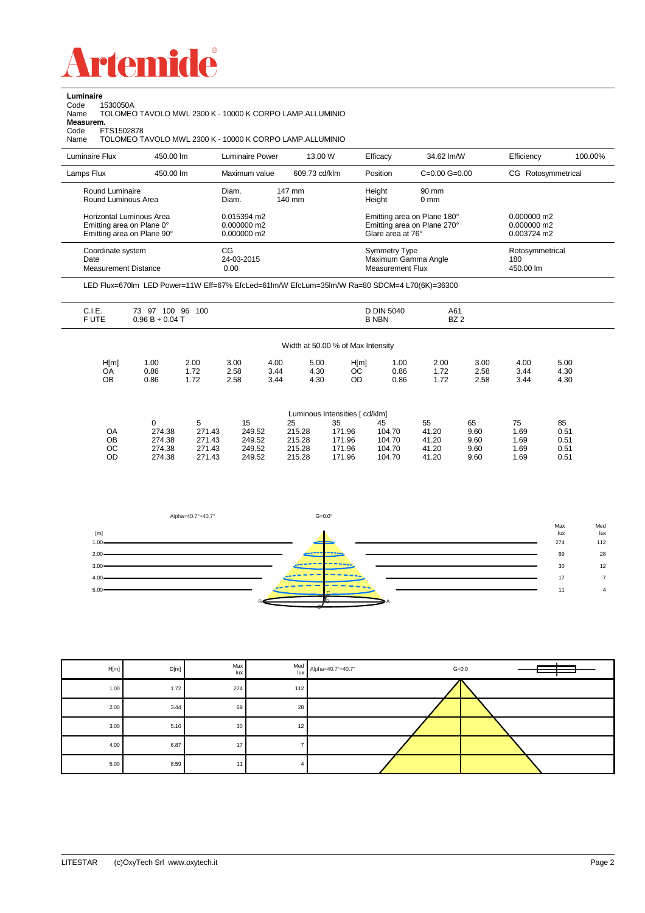# Artemide®

**Luminaire**
Code 1530050A
Name TOLOMEO TAVOLO MWL 2300 K - 10000 K CORPO LAMP.ALLUMINIO
**Measurem.**
Code FTS1502878
Name TOLOMEO TAVOLO MWL 2300 K - 10000 K CORPO LAMP.ALLUMINIO

| | | | | | | | |
|---|---|---|---|---|---|---|---|
| Luminaire Flux | 450.00 lm | Luminaire Power | 13.00 W | Efficacy | 34.62 lm/W | Efficiency | 100.00% |
| Lamps Flux | 450.00 lm | Maximum value | 609.73 cd/klm | Position | C=0.00 G=0.00 | CG Rotosymmetrical | |

| | | | | | | |
|---|---|---|---|---|---|---|
| Round Luminaire | Diam. | 147 mm | Height | 90 mm | | |
| Round Luminous Area | Diam. | 140 mm | Height | 0 mm | | |
| Horizontal Luminous Area | 0.015394 m2 | | Emitting area on Plane 180° | | 0.000000 m2 | |
| Emitting area on Plane 0° | 0.000000 m2 | | Emitting area on Plane 270° | | 0.000000 m2 | |
| Emitting area on Plane 90° | 0.000000 m2 | | Glare area at 76° | | 0.003724 m2 | |
| Coordinate system | CG | | Symmetry Type | | Rotosymmetrical | |
| Date | 24-03-2015 | | Maximum Gamma Angle | | 180 | |
| Measurement Distance | 0.00 | | Measurement Flux | | 450.00 lm | |

LED Flux=670lm LED Power=11W Eff=67% EfcLed=61lm/W EfcLum=35lm/W Ra=80 SDCM=4 L70(6K)=36300

| | | | |
|---|---|---|---|
| C.I.E. | 73 97 100 96 100 | D DIN 5040 | A61 |
| F UTE | 0.96 B + 0.04 T | B NBN | BZ 2 |

Width at 50.00 % of Max Intensity

| H[m] | 1.00 | 2.00 | 3.00 | 4.00 | 5.00 | H[m] | 1.00 | 2.00 | 3.00 | 4.00 | 5.00 |
|---|---|---|---|---|---|---|---|---|---|---|---|
| OA | 0.86 | 1.72 | 2.58 | 3.44 | 4.30 | OC | 0.86 | 1.72 | 2.58 | 3.44 | 4.30 |
| OB | 0.86 | 1.72 | 2.58 | 3.44 | 4.30 | OD | 0.86 | 1.72 | 2.58 | 3.44 | 4.30 |

Luminous Intensities [ cd/klm]

| | 0 | 5 | 15 | 25 | 35 | 45 | 55 | 65 | 75 | 85 |
|---|---|---|---|---|---|---|---|---|---|---|
| OA | 274.38 | 271.43 | 249.52 | 215.28 | 171.96 | 104.70 | 41.20 | 9.60 | 1.69 | 0.51 |
| OB | 274.38 | 271.43 | 249.52 | 215.28 | 171.96 | 104.70 | 41.20 | 9.60 | 1.69 | 0.51 |
| OC | 274.38 | 271.43 | 249.52 | 215.28 | 171.96 | 104.70 | 41.20 | 9.60 | 1.69 | 0.51 |
| OD | 274.38 | 271.43 | 249.52 | 215.28 | 171.96 | 104.70 | 41.20 | 9.60 | 1.69 | 0.51 |

Alpha=40.7°+40.7°
G=0.0°
[m]
1.00
2.00
3.00
4.00
5.00
Max lux: 274, 69, 30, 17, 11
Med lux: 112, 28, 12, 7, 4

| H[m] | D[m] | Max lux | Med lux |
|---|---|---|---|
| 1.00 | 1.72 | 274 | 112 |
| 2.00 | 3.44 | 69 | 28 |
| 3.00 | 5.16 | 30 | 12 |
| 4.00 | 6.87 | 17 | 7 |
| 5.00 | 8.59 | 11 | 4 |

Alpha=40.7°+40.7°
G=0.0

LITESTAR (c)OxyTech Srl www.oxytech.it